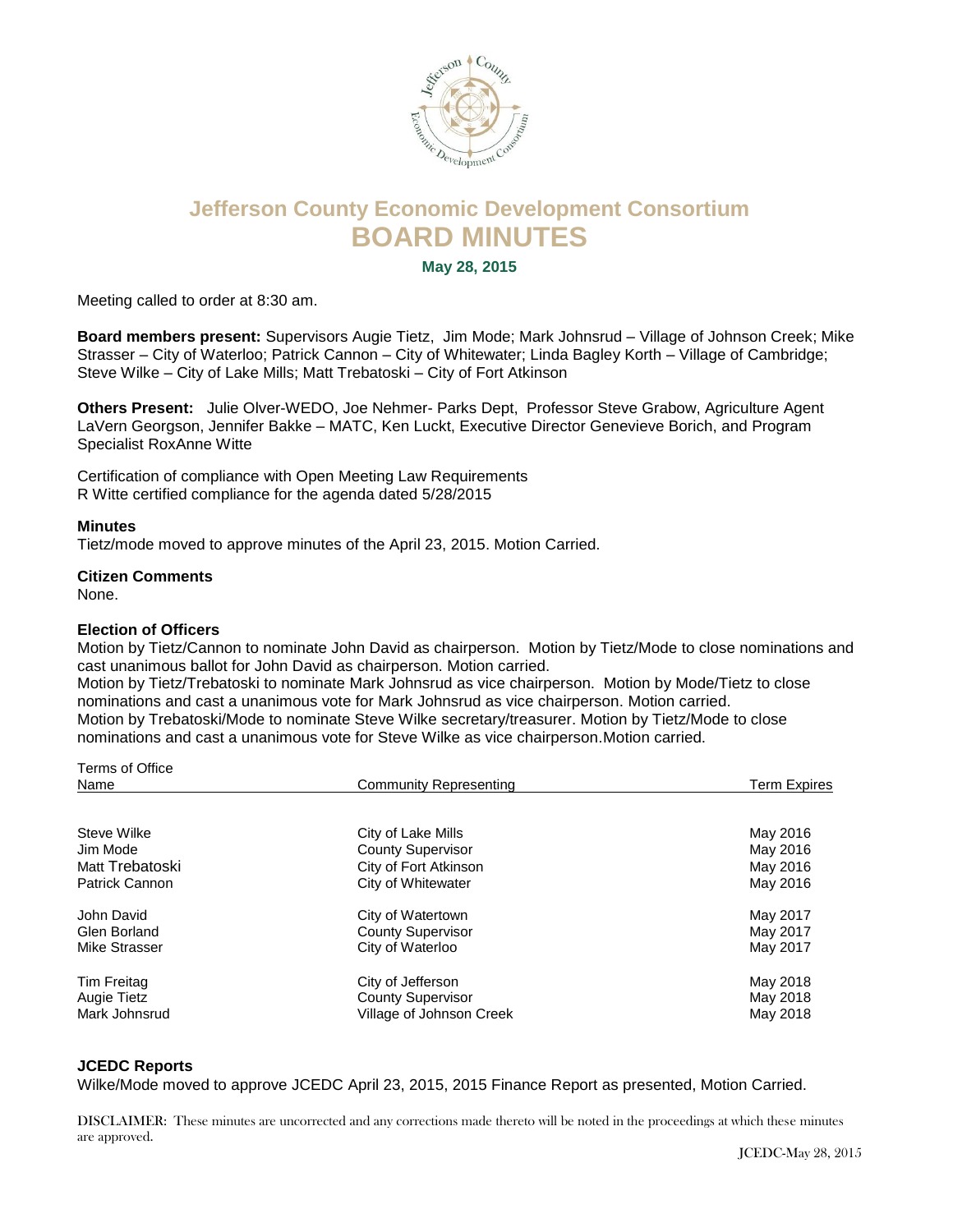# Jefferson County Economic Development Consortium
# BOARD MINUTES

**May 28, 2015**

Meeting called to order at 8:30 am.

**Board members present:** Supervisors Augie Tietz, Jim Mode; Mark Johnsrud – Village of Johnson Creek; Mike Strasser – City of Waterloo; Patrick Cannon – City of Whitewater; Linda Bagley Korth – Village of Cambridge; Steve Wilke – City of Lake Mills; Matt Trebatoski – City of Fort Atkinson

**Others Present:** Julie Olver-WEDO, Joe Nehmer- Parks Dept, Professor Steve Grabow, Agriculture Agent LaVern Georgson, Jennifer Bakke – MATC, Ken Luckt, Executive Director Genevieve Borich, and Program Specialist RoxAnne Witte

Certification of compliance with Open Meeting Law Requirements
R Witte certified compliance for the agenda dated 5/28/2015

**Minutes**
Tietz/mode moved to approve minutes of the April 23, 2015. Motion Carried.

**Citizen Comments**
None.

**Election of Officers**
Motion by Tietz/Cannon to nominate John David as chairperson. Motion by Tietz/Mode to close nominations and cast unanimous ballot for John David as chairperson. Motion carried.
Motion by Tietz/Trebatoski to nominate Mark Johnsrud as vice chairperson. Motion by Mode/Tietz to close nominations and cast a unanimous vote for Mark Johnsrud as vice chairperson. Motion carried.
Motion by Trebatoski/Mode to nominate Steve Wilke secretary/treasurer. Motion by Tietz/Mode to close nominations and cast a unanimous vote for Steve Wilke as vice chairperson.Motion carried.

Terms of Office

| Name | Community Representing | Term Expires |
|---|---|---|
| Steve Wilke | City of Lake Mills | May 2016 |
| Jim Mode | County Supervisor | May 2016 |
| Matt Trebatoski | City of Fort Atkinson | May 2016 |
| Patrick Cannon | City of Whitewater | May 2016 |
| John David | City of Watertown | May 2017 |
| Glen Borland | County Supervisor | May 2017 |
| Mike Strasser | City of Waterloo | May 2017 |
| Tim Freitag | City of Jefferson | May 2018 |
| Augie Tietz | County Supervisor | May 2018 |
| Mark Johnsrud | Village of Johnson Creek | May 2018 |

**JCEDC Reports**
Wilke/Mode moved to approve JCEDC April 23, 2015, 2015 Finance Report as presented, Motion Carried.

DISCLAIMER: These minutes are uncorrected and any corrections made thereto will be noted in the proceedings at which these minutes are approved.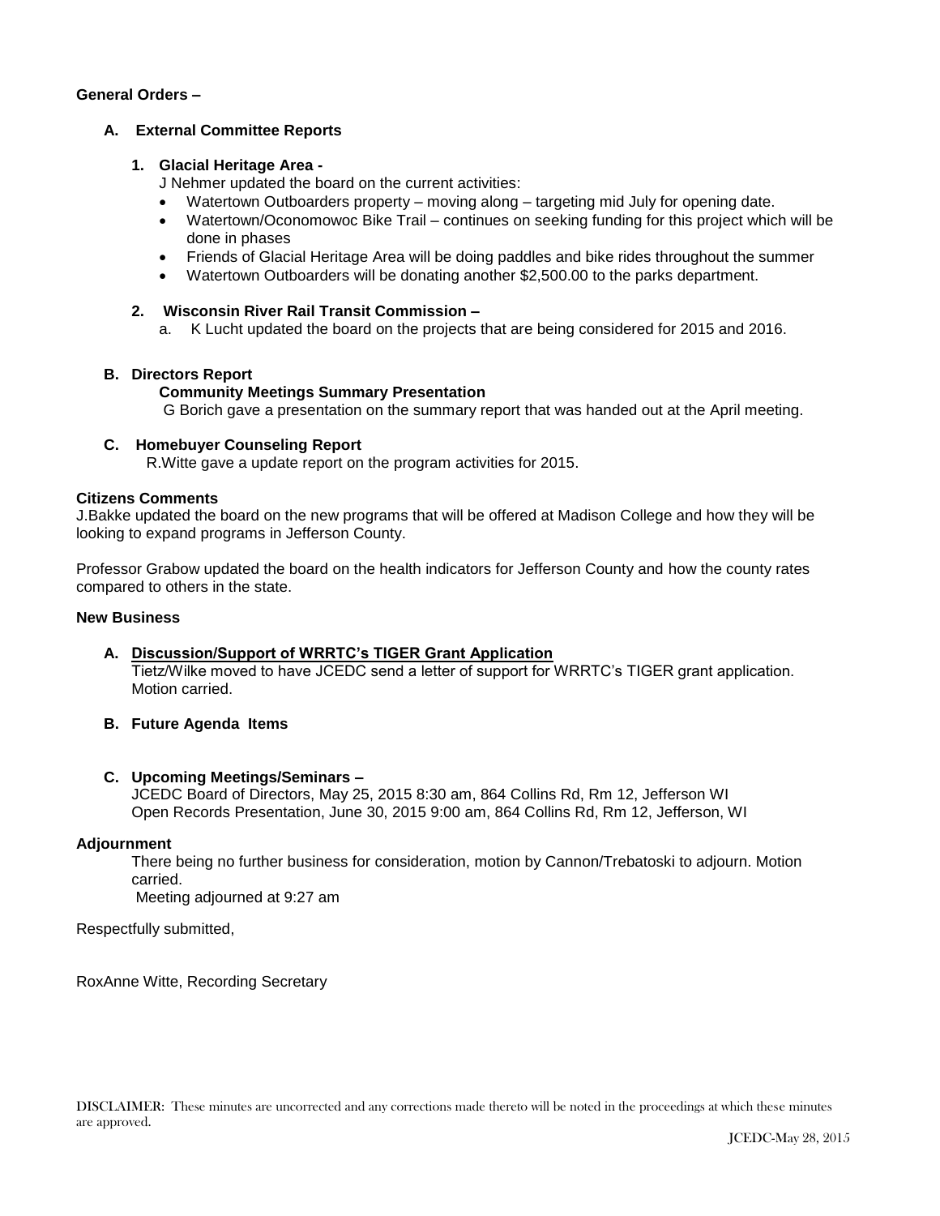**General Orders –**

**A. External Committee Reports**

**1. Glacial Heritage Area -**

J Nehmer updated the board on the current activities:

- Watertown Outboarders property – moving along – targeting mid July for opening date.
- Watertown/Oconomowoc Bike Trail – continues on seeking funding for this project which will be done in phases
- Friends of Glacial Heritage Area will be doing paddles and bike rides throughout the summer
- Watertown Outboarders will be donating another $2,500.00 to the parks department.

**2. Wisconsin River Rail Transit Commission –**

a. K Lucht updated the board on the projects that are being considered for 2015 and 2016.

**B. Directors Report**

**Community Meetings Summary Presentation**

G Borich gave a presentation on the summary report that was handed out at the April meeting.

**C. Homebuyer Counseling Report**

R.Witte gave a update report on the program activities for 2015.

**Citizens Comments**

J.Bakke updated the board on the new programs that will be offered at Madison College and how they will be looking to expand programs in Jefferson County.

Professor Grabow updated the board on the health indicators for Jefferson County and how the county rates compared to others in the state.

**New Business**

**A. Discussion/Support of WRRTC's TIGER Grant Application**

Tietz/Wilke moved to have JCEDC send a letter of support for WRRTC's TIGER grant application. Motion carried.

**B. Future Agenda Items**

**C. Upcoming Meetings/Seminars –**

JCEDC Board of Directors, May 25, 2015 8:30 am, 864 Collins Rd, Rm 12, Jefferson WI
Open Records Presentation, June 30, 2015 9:00 am, 864 Collins Rd, Rm 12, Jefferson, WI

**Adjournment**

There being no further business for consideration, motion by Cannon/Trebatoski to adjourn. Motion carried.

Meeting adjourned at 9:27 am

Respectfully submitted,

RoxAnne Witte, Recording Secretary

DISCLAIMER: These minutes are uncorrected and any corrections made thereto will be noted in the proceedings at which these minutes are approved.